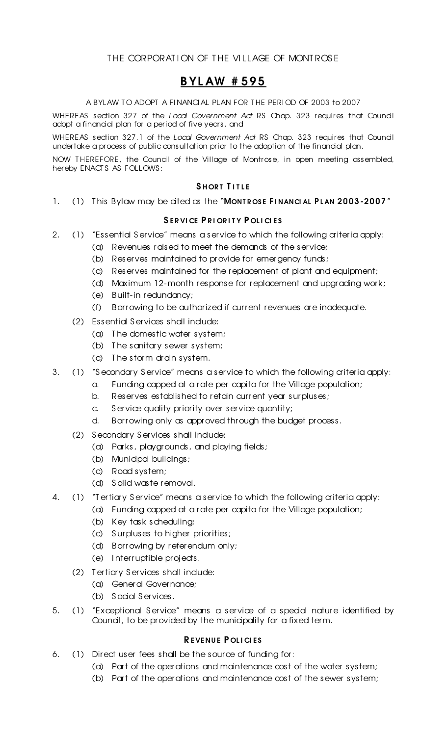THE CORPORATION OF THE VILLAGE OF MONTROSE

# BYLAW #595

A BYLAW TO ADOPT A FINANCIAL PLAN FOR THE PERIOD OF 2003 to 2007

WHEREAS section 327 of the *Local Government Act* RS Chap. 323 requires that Council adopt a financial plan for a period of five years, and

WHEREAS section 327.1 of the *Local Government Act* RS Chap. 323 requires that Council undertake a process of public consultation prior to the adoption of the financial plan,

NOW THEREFORE, the Council of the Village of Montrose, in open meeting assembled, hereby ENACTS AS FOLLOWS:

## SHORT TITLE

1. (1) This Bylaw may be cited as the "**MONTROSE FINANCIAL PLAN 2003-2007**"

## SERVICE PRIORITY POLICIES

2. (1) "Essential Service" means a service to which the following criteria apply:
   - (a) Revenues raised to meet the demands of the service;
   - (b) Reserves maintained to provide for emergency funds;
   - (c) Reserves maintained for the replacement of plant and equipment;
   - (d) Maximum 12-month response for replacement and upgrading work;
   - (e) Built-in redundancy;
   - (f) Borrowing to be authorized if current revenues are inadequate.

   (2) Essential Services shall include:
   - (a) The domestic water system;
   - (b) The sanitary sewer system;
   - (c) The storm drain system.

3. (1) "Secondary Service" means a service to which the following criteria apply:
   - a. Funding capped at a rate per capita for the Village population;
   - b. Reserves established to retain current year surpluses;
   - c. Service quality priority over service quantity;
   - d. Borrowing only as approved through the budget process.

   (2) Secondary Services shall include:
   - (a) Parks, playgrounds, and playing fields;
   - (b) Municipal buildings;
   - (c) Road system;
   - (d) Solid waste removal.

4. (1) "Tertiary Service" means a service to which the following criteria apply:
   - (a) Funding capped at a rate per capita for the Village population;
   - (b) Key task scheduling;
   - (c) Surpluses to higher priorities;
   - (d) Borrowing by referendum only;
   - (e) Interruptible projects.

   (2) Tertiary Services shall include:
   - (a) General Governance;
   - (b) Social Services.

5. (1) "Exceptional Service" means a service of a special nature identified by Council, to be provided by the municipality for a fixed term.

## REVENUE POLICIES

6. (1) Direct user fees shall be the source of funding for:
   - (a) Part of the operations and maintenance cost of the water system;
   - (b) Part of the operations and maintenance cost of the sewer system;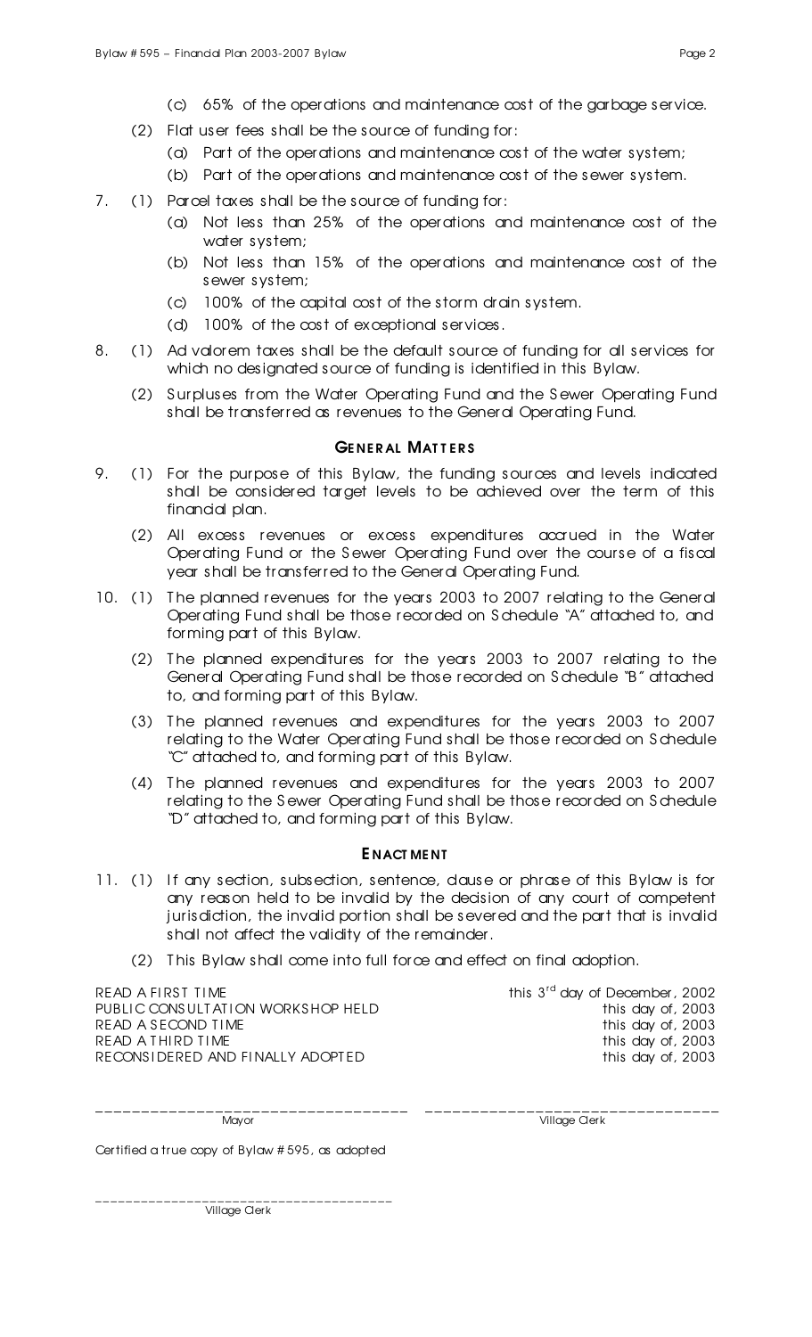(c) 65% of the operations and maintenance cost of the garbage service.

(2) Flat user fees shall be the source of funding for:

(a) Part of the operations and maintenance cost of the water system;

(b) Part of the operations and maintenance cost of the sewer system.

7. (1) Parcel taxes shall be the source of funding for:

(a) Not less than 25% of the operations and maintenance cost of the water system;

(b) Not less than 15% of the operations and maintenance cost of the sewer system;

(c) 100% of the capital cost of the storm drain system.

(d) 100% of the cost of exceptional services.

8. (1) Ad valorem taxes shall be the default source of funding for all services for which no designated source of funding is identified in this Bylaw.

(2) Surpluses from the Water Operating Fund and the Sewer Operating Fund shall be transferred as revenues to the General Operating Fund.

## GENERAL MATTERS

9. (1) For the purpose of this Bylaw, the funding sources and levels indicated shall be considered target levels to be achieved over the term of this financial plan.

(2) All excess revenues or excess expenditures accrued in the Water Operating Fund or the Sewer Operating Fund over the course of a fiscal year shall be transferred to the General Operating Fund.

10. (1) The planned revenues for the years 2003 to 2007 relating to the General Operating Fund shall be those recorded on Schedule "A" attached to, and forming part of this Bylaw.

(2) The planned expenditures for the years 2003 to 2007 relating to the General Operating Fund shall be those recorded on Schedule "B" attached to, and forming part of this Bylaw.

(3) The planned revenues and expenditures for the years 2003 to 2007 relating to the Water Operating Fund shall be those recorded on Schedule "C" attached to, and forming part of this Bylaw.

(4) The planned revenues and expenditures for the years 2003 to 2007 relating to the Sewer Operating Fund shall be those recorded on Schedule "D" attached to, and forming part of this Bylaw.

## ENACTMENT

11. (1) If any section, subsection, sentence, clause or phrase of this Bylaw is for any reason held to be invalid by the decision of any court of competent jurisdiction, the invalid portion shall be severed and the part that is invalid shall not affect the validity of the remainder.

(2) This Bylaw shall come into full force and effect on final adoption.

| | |
|---|---|
| READ A FIRST TIME | this 3rd day of December, 2002 |
| PUBLIC CONSULTATION WORKSHOP HELD | this day of, 2003 |
| READ A SECOND TIME | this day of, 2003 |
| READ A THIRD TIME | this day of, 2003 |
| RECONSIDERED AND FINALLY ADOPTED | this day of, 2003 |

_________________________________ Mayor

_________________________________ Village Clerk

Certified a true copy of Bylaw # 595, as adopted

_________________________________ Village Clerk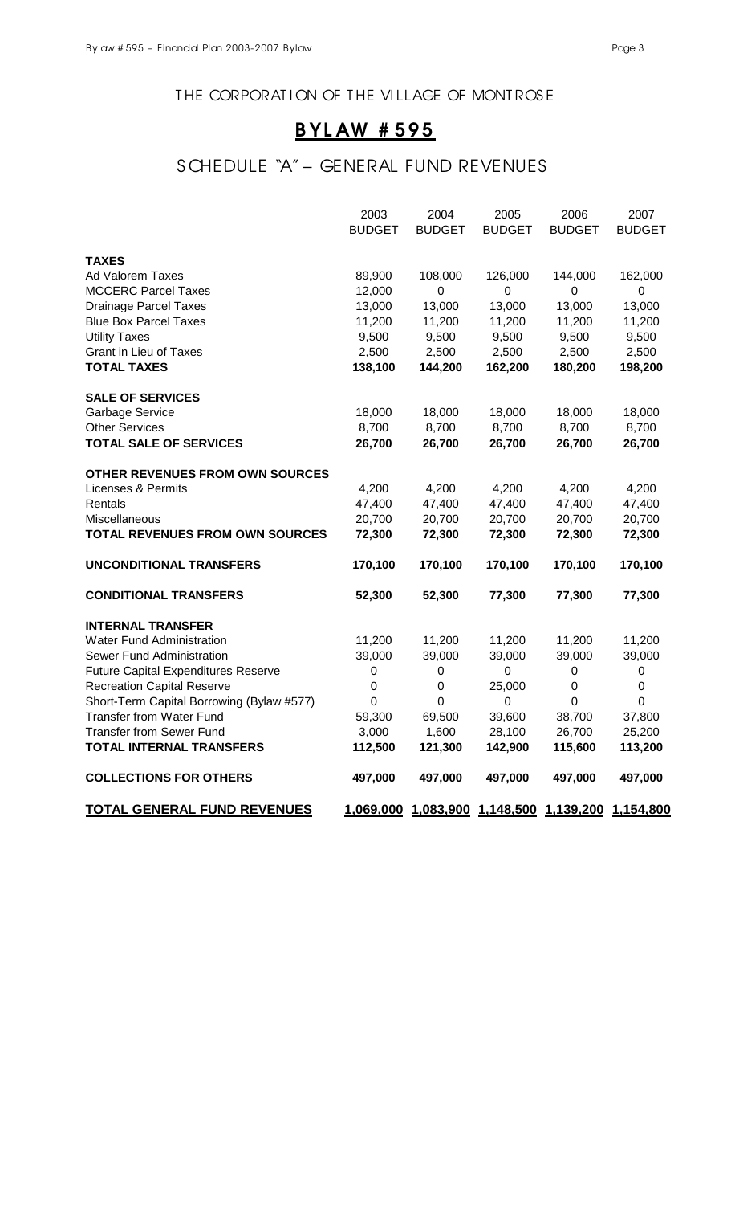# THE CORPORATION OF THE VILLAGE OF MONTROSE

## BYLAW # 595

## SCHEDULE "A" – GENERAL FUND REVENUES

| | 2003 BUDGET | 2004 BUDGET | 2005 BUDGET | 2006 BUDGET | 2007 BUDGET |
|---|---|---|---|---|---|
| **TAXES** | | | | | |
| Ad Valorem Taxes | 89,900 | 108,000 | 126,000 | 144,000 | 162,000 |
| MCCERC Parcel Taxes | 12,000 | 0 | 0 | 0 | 0 |
| Drainage Parcel Taxes | 13,000 | 13,000 | 13,000 | 13,000 | 13,000 |
| Blue Box Parcel Taxes | 11,200 | 11,200 | 11,200 | 11,200 | 11,200 |
| Utility Taxes | 9,500 | 9,500 | 9,500 | 9,500 | 9,500 |
| Grant in Lieu of Taxes | 2,500 | 2,500 | 2,500 | 2,500 | 2,500 |
| **TOTAL TAXES** | **138,100** | **144,200** | **162,200** | **180,200** | **198,200** |
| **SALE OF SERVICES** | | | | | |
| Garbage Service | 18,000 | 18,000 | 18,000 | 18,000 | 18,000 |
| Other Services | 8,700 | 8,700 | 8,700 | 8,700 | 8,700 |
| **TOTAL SALE OF SERVICES** | **26,700** | **26,700** | **26,700** | **26,700** | **26,700** |
| **OTHER REVENUES FROM OWN SOURCES** | | | | | |
| Licenses & Permits | 4,200 | 4,200 | 4,200 | 4,200 | 4,200 |
| Rentals | 47,400 | 47,400 | 47,400 | 47,400 | 47,400 |
| Miscellaneous | 20,700 | 20,700 | 20,700 | 20,700 | 20,700 |
| **TOTAL REVENUES FROM OWN SOURCES** | **72,300** | **72,300** | **72,300** | **72,300** | **72,300** |
| **UNCONDITIONAL TRANSFERS** | **170,100** | **170,100** | **170,100** | **170,100** | **170,100** |
| **CONDITIONAL TRANSFERS** | **52,300** | **52,300** | **77,300** | **77,300** | **77,300** |
| **INTERNAL TRANSFER** | | | | | |
| Water Fund Administration | 11,200 | 11,200 | 11,200 | 11,200 | 11,200 |
| Sewer Fund Administration | 39,000 | 39,000 | 39,000 | 39,000 | 39,000 |
| Future Capital Expenditures Reserve | 0 | 0 | 0 | 0 | 0 |
| Recreation Capital Reserve | 0 | 0 | 25,000 | 0 | 0 |
| Short-Term Capital Borrowing (Bylaw #577) | 0 | 0 | 0 | 0 | 0 |
| Transfer from Water Fund | 59,300 | 69,500 | 39,600 | 38,700 | 37,800 |
| Transfer from Sewer Fund | 3,000 | 1,600 | 28,100 | 26,700 | 25,200 |
| **TOTAL INTERNAL TRANSFERS** | **112,500** | **121,300** | **142,900** | **115,600** | **113,200** |
| **COLLECTIONS FOR OTHERS** | **497,000** | **497,000** | **497,000** | **497,000** | **497,000** |
| **TOTAL GENERAL FUND REVENUES** | **1,069,000** | **1,083,900** | **1,148,500** | **1,139,200** | **1,154,800** |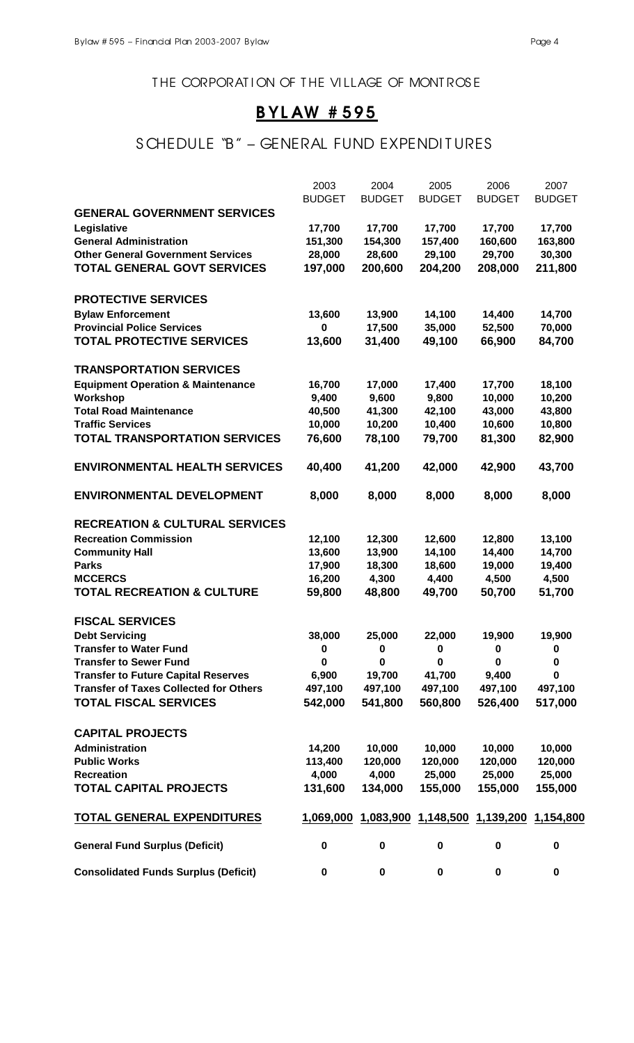THE CORPORATION OF THE VILLAGE OF MONTROSE

# BYLAW # 595

## SCHEDULE "B" – GENERAL FUND EXPENDITURES

| | 2003 BUDGET | 2004 BUDGET | 2005 BUDGET | 2006 BUDGET | 2007 BUDGET |
|---|---|---|---|---|---|
| **GENERAL GOVERNMENT SERVICES** | | | | | |
| **Legislative** | **17,700** | **17,700** | **17,700** | **17,700** | **17,700** |
| **General Administration** | **151,300** | **154,300** | **157,400** | **160,600** | **163,800** |
| **Other General Government Services** | **28,000** | **28,600** | **29,100** | **29,700** | **30,300** |
| **TOTAL GENERAL GOVT SERVICES** | **197,000** | **200,600** | **204,200** | **208,000** | **211,800** |
| **PROTECTIVE SERVICES** | | | | | |
| **Bylaw Enforcement** | **13,600** | **13,900** | **14,100** | **14,400** | **14,700** |
| **Provincial Police Services** | **0** | **17,500** | **35,000** | **52,500** | **70,000** |
| **TOTAL PROTECTIVE SERVICES** | **13,600** | **31,400** | **49,100** | **66,900** | **84,700** |
| **TRANSPORTATION SERVICES** | | | | | |
| **Equipment Operation & Maintenance** | **16,700** | **17,000** | **17,400** | **17,700** | **18,100** |
| **Workshop** | **9,400** | **9,600** | **9,800** | **10,000** | **10,200** |
| **Total Road Maintenance** | **40,500** | **41,300** | **42,100** | **43,000** | **43,800** |
| **Traffic Services** | **10,000** | **10,200** | **10,400** | **10,600** | **10,800** |
| **TOTAL TRANSPORTATION SERVICES** | **76,600** | **78,100** | **79,700** | **81,300** | **82,900** |
| **ENVIRONMENTAL HEALTH SERVICES** | **40,400** | **41,200** | **42,000** | **42,900** | **43,700** |
| **ENVIRONMENTAL DEVELOPMENT** | **8,000** | **8,000** | **8,000** | **8,000** | **8,000** |
| **RECREATION & CULTURAL SERVICES** | | | | | |
| **Recreation Commission** | **12,100** | **12,300** | **12,600** | **12,800** | **13,100** |
| **Community Hall** | **13,600** | **13,900** | **14,100** | **14,400** | **14,700** |
| **Parks** | **17,900** | **18,300** | **18,600** | **19,000** | **19,400** |
| **MCCERCS** | **16,200** | **4,300** | **4,400** | **4,500** | **4,500** |
| **TOTAL RECREATION & CULTURE** | **59,800** | **48,800** | **49,700** | **50,700** | **51,700** |
| **FISCAL SERVICES** | | | | | |
| **Debt Servicing** | **38,000** | **25,000** | **22,000** | **19,900** | **19,900** |
| **Transfer to Water Fund** | **0** | **0** | **0** | **0** | **0** |
| **Transfer to Sewer Fund** | **0** | **0** | **0** | **0** | **0** |
| **Transfer to Future Capital Reserves** | **6,900** | **19,700** | **41,700** | **9,400** | **0** |
| **Transfer of Taxes Collected for Others** | **497,100** | **497,100** | **497,100** | **497,100** | **497,100** |
| **TOTAL FISCAL SERVICES** | **542,000** | **541,800** | **560,800** | **526,400** | **517,000** |
| **CAPITAL PROJECTS** | | | | | |
| **Administration** | **14,200** | **10,000** | **10,000** | **10,000** | **10,000** |
| **Public Works** | **113,400** | **120,000** | **120,000** | **120,000** | **120,000** |
| **Recreation** | **4,000** | **4,000** | **25,000** | **25,000** | **25,000** |
| **TOTAL CAPITAL PROJECTS** | **131,600** | **134,000** | **155,000** | **155,000** | **155,000** |
| **TOTAL GENERAL EXPENDITURES** | **1,069,000** | **1,083,900** | **1,148,500** | **1,139,200** | **1,154,800** |
| **General Fund Surplus (Deficit)** | **0** | **0** | **0** | **0** | **0** |
| **Consolidated Funds Surplus (Deficit)** | **0** | **0** | **0** | **0** | **0** |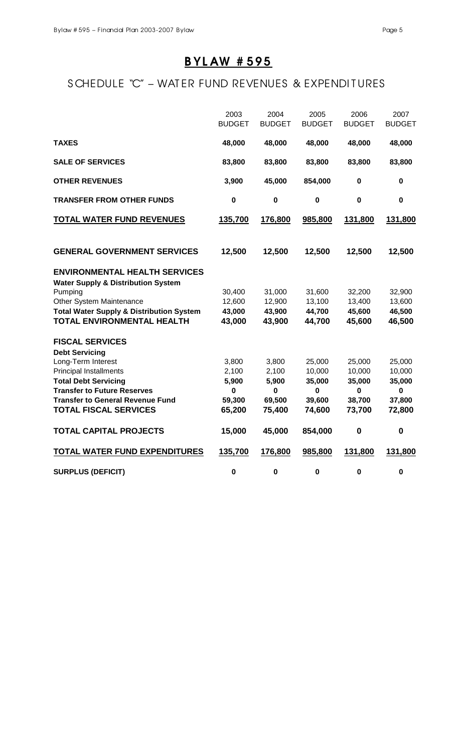# BYLAW #595

## SCHEDULE "C" – WATER FUND REVENUES & EXPENDITURES

| | 2003 BUDGET | 2004 BUDGET | 2005 BUDGET | 2006 BUDGET | 2007 BUDGET |
|---|---|---|---|---|---|
| **TAXES** | **48,000** | **48,000** | **48,000** | **48,000** | **48,000** |
| **SALE OF SERVICES** | **83,800** | **83,800** | **83,800** | **83,800** | **83,800** |
| **OTHER REVENUES** | **3,900** | **45,000** | **854,000** | **0** | **0** |
| **TRANSFER FROM OTHER FUNDS** | **0** | **0** | **0** | **0** | **0** |
| **TOTAL WATER FUND REVENUES** | **135,700** | **176,800** | **985,800** | **131,800** | **131,800** |
| | | | | | |
| **GENERAL GOVERNMENT SERVICES** | **12,500** | **12,500** | **12,500** | **12,500** | **12,500** |
| **ENVIRONMENTAL HEALTH SERVICES** | | | | | |
| **Water Supply & Distribution System** | | | | | |
| Pumping | 30,400 | 31,000 | 31,600 | 32,200 | 32,900 |
| Other System Maintenance | 12,600 | 12,900 | 13,100 | 13,400 | 13,600 |
| **Total Water Supply & Distribution System** | **43,000** | **43,900** | **44,700** | **45,600** | **46,500** |
| **TOTAL ENVIRONMENTAL HEALTH** | **43,000** | **43,900** | **44,700** | **45,600** | **46,500** |
| **FISCAL SERVICES** | | | | | |
| **Debt Servicing** | | | | | |
| Long-Term Interest | 3,800 | 3,800 | 25,000 | 25,000 | 25,000 |
| Principal Installments | 2,100 | 2,100 | 10,000 | 10,000 | 10,000 |
| **Total Debt Servicing** | **5,900** | **5,900** | **35,000** | **35,000** | **35,000** |
| **Transfer to Future Reserves** | **0** | **0** | **0** | **0** | **0** |
| **Transfer to General Revenue Fund** | **59,300** | **69,500** | **39,600** | **38,700** | **37,800** |
| **TOTAL FISCAL SERVICES** | **65,200** | **75,400** | **74,600** | **73,700** | **72,800** |
| **TOTAL CAPITAL PROJECTS** | **15,000** | **45,000** | **854,000** | **0** | **0** |
| **TOTAL WATER FUND EXPENDITURES** | **135,700** | **176,800** | **985,800** | **131,800** | **131,800** |
| **SURPLUS (DEFICIT)** | **0** | **0** | **0** | **0** | **0** |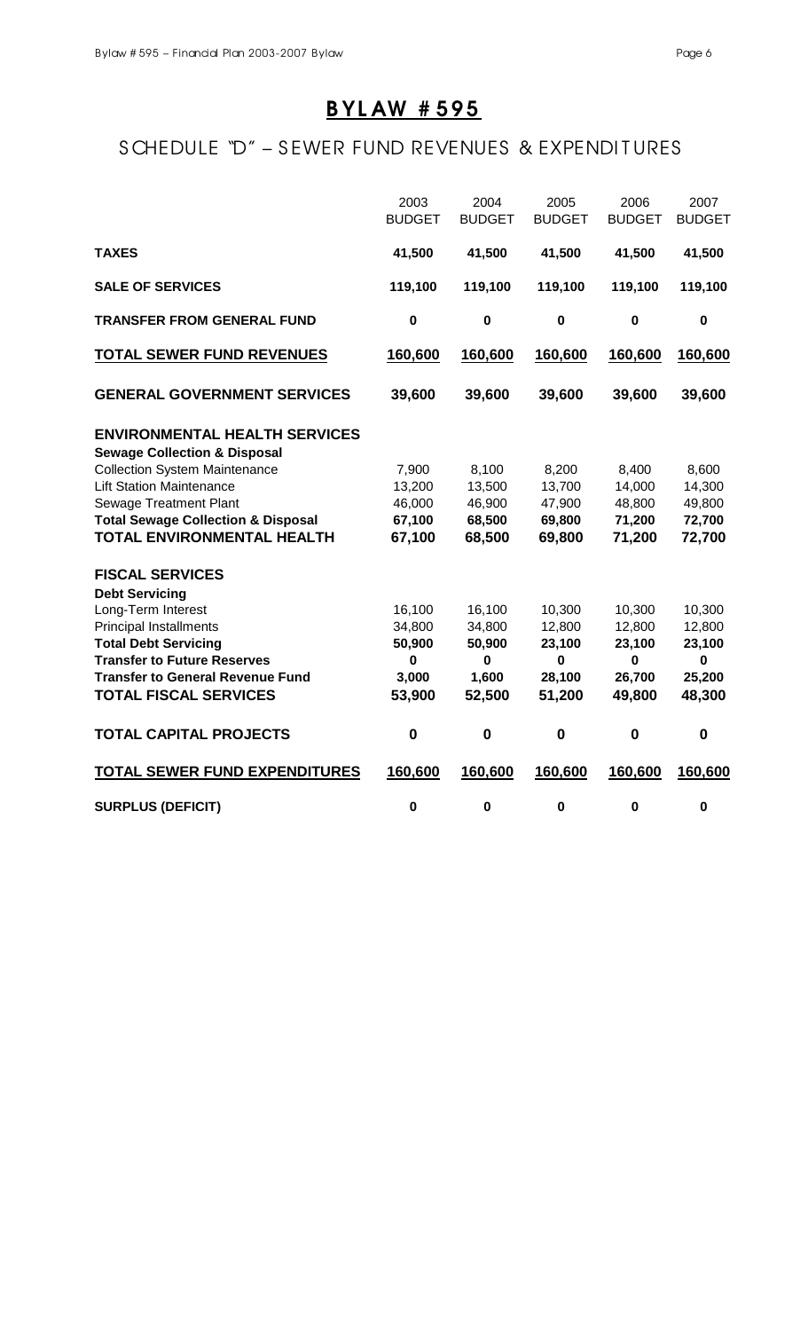# BYLAW #595

## SCHEDULE "D" – SEWER FUND REVENUES & EXPENDITURES

| | 2003 BUDGET | 2004 BUDGET | 2005 BUDGET | 2006 BUDGET | 2007 BUDGET |
|---|---|---|---|---|---|
| **TAXES** | **41,500** | **41,500** | **41,500** | **41,500** | **41,500** |
| **SALE OF SERVICES** | **119,100** | **119,100** | **119,100** | **119,100** | **119,100** |
| **TRANSFER FROM GENERAL FUND** | **0** | **0** | **0** | **0** | **0** |
| **TOTAL SEWER FUND REVENUES** | **160,600** | **160,600** | **160,600** | **160,600** | **160,600** |
| **GENERAL GOVERNMENT SERVICES** | **39,600** | **39,600** | **39,600** | **39,600** | **39,600** |
| **ENVIRONMENTAL HEALTH SERVICES** | | | | | |
| **Sewage Collection & Disposal** | | | | | |
| Collection System Maintenance | 7,900 | 8,100 | 8,200 | 8,400 | 8,600 |
| Lift Station Maintenance | 13,200 | 13,500 | 13,700 | 14,000 | 14,300 |
| Sewage Treatment Plant | 46,000 | 46,900 | 47,900 | 48,800 | 49,800 |
| **Total Sewage Collection & Disposal** | **67,100** | **68,500** | **69,800** | **71,200** | **72,700** |
| **TOTAL ENVIRONMENTAL HEALTH** | **67,100** | **68,500** | **69,800** | **71,200** | **72,700** |
| **FISCAL SERVICES** | | | | | |
| **Debt Servicing** | | | | | |
| Long-Term Interest | 16,100 | 16,100 | 10,300 | 10,300 | 10,300 |
| Principal Installments | 34,800 | 34,800 | 12,800 | 12,800 | 12,800 |
| **Total Debt Servicing** | **50,900** | **50,900** | **23,100** | **23,100** | **23,100** |
| **Transfer to Future Reserves** | **0** | **0** | **0** | **0** | **0** |
| **Transfer to General Revenue Fund** | **3,000** | **1,600** | **28,100** | **26,700** | **25,200** |
| **TOTAL FISCAL SERVICES** | **53,900** | **52,500** | **51,200** | **49,800** | **48,300** |
| **TOTAL CAPITAL PROJECTS** | **0** | **0** | **0** | **0** | **0** |
| **TOTAL SEWER FUND EXPENDITURES** | **160,600** | **160,600** | **160,600** | **160,600** | **160,600** |
| **SURPLUS (DEFICIT)** | **0** | **0** | **0** | **0** | **0** |